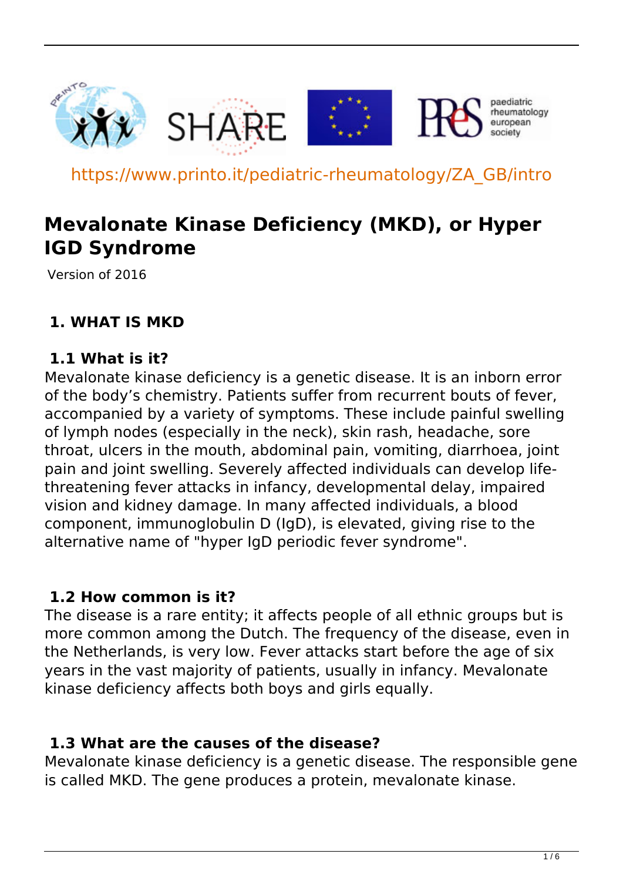https://www.printo.it/pediatric-rheumatology/ZA_GB/intro

# Mevalonate Kinase Deficiency (MKD), or Hyper IGD Syndrome

Version of 2016

## 1. WHAT IS MKD

### 1.1 What is it?

Mevalonate kinase deficiency is a genetic disease. It is an inborn error of the body's chemistry. Patients suffer from recurrent bouts of fever, accompanied by a variety of symptoms. These include painful swelling of lymph nodes (especially in the neck), skin rash, headache, sore throat, ulcers in the mouth, abdominal pain, vomiting, diarrhoea, joint pain and joint swelling. Severely affected individuals can develop life-threatening fever attacks in infancy, developmental delay, impaired vision and kidney damage. In many affected individuals, a blood component, immunoglobulin D (IgD), is elevated, giving rise to the alternative name of "hyper IgD periodic fever syndrome".

### 1.2 How common is it?

The disease is a rare entity; it affects people of all ethnic groups but is more common among the Dutch. The frequency of the disease, even in the Netherlands, is very low. Fever attacks start before the age of six years in the vast majority of patients, usually in infancy. Mevalonate kinase deficiency affects both boys and girls equally.

### 1.3 What are the causes of the disease?

Mevalonate kinase deficiency is a genetic disease. The responsible gene is called MKD. The gene produces a protein, mevalonate kinase.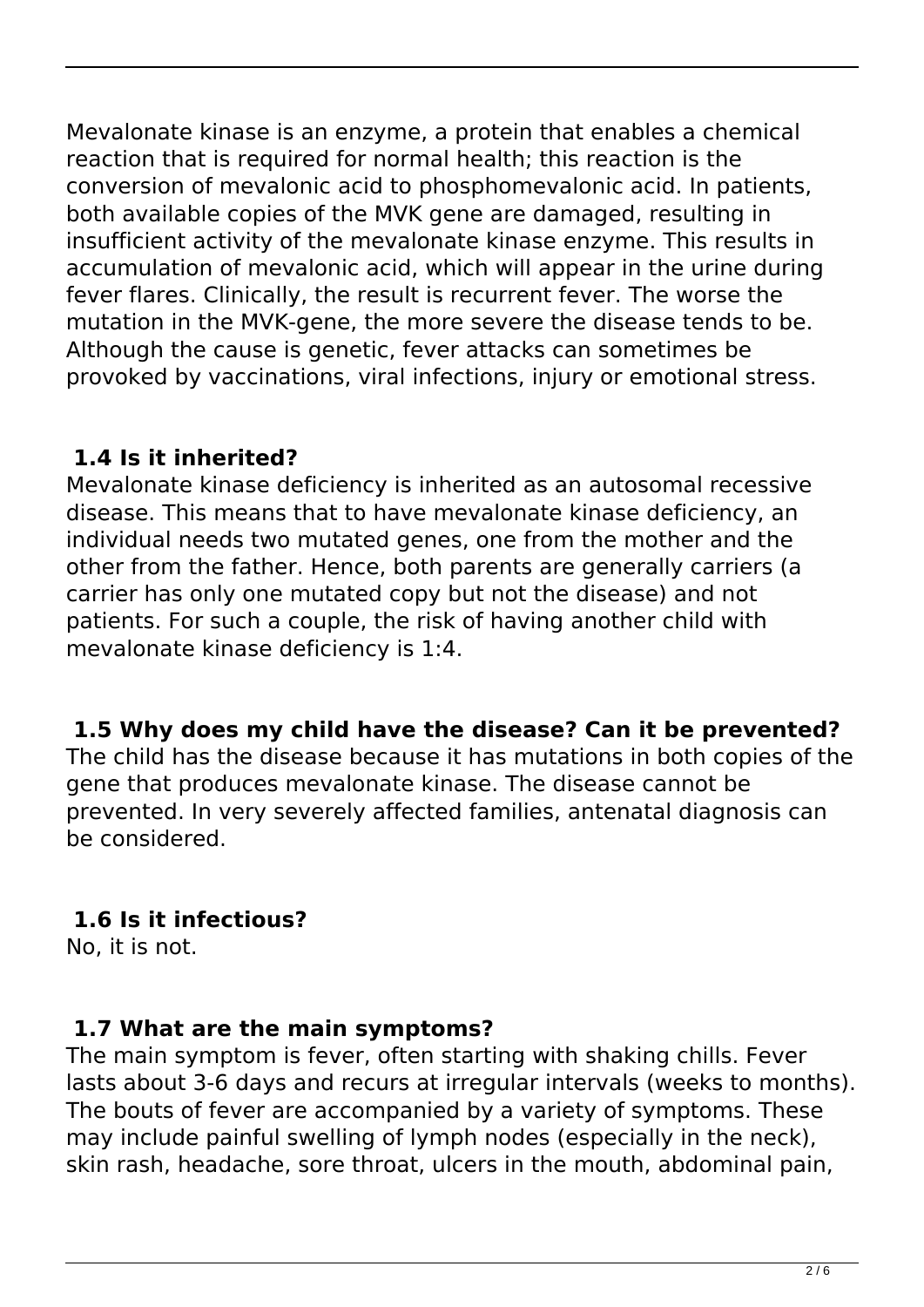Mevalonate kinase is an enzyme, a protein that enables a chemical reaction that is required for normal health; this reaction is the conversion of mevalonic acid to phosphomevalonic acid. In patients, both available copies of the MVK gene are damaged, resulting in insufficient activity of the mevalonate kinase enzyme. This results in accumulation of mevalonic acid, which will appear in the urine during fever flares. Clinically, the result is recurrent fever. The worse the mutation in the MVK-gene, the more severe the disease tends to be. Although the cause is genetic, fever attacks can sometimes be provoked by vaccinations, viral infections, injury or emotional stress.

### 1.4 Is it inherited?

Mevalonate kinase deficiency is inherited as an autosomal recessive disease. This means that to have mevalonate kinase deficiency, an individual needs two mutated genes, one from the mother and the other from the father. Hence, both parents are generally carriers (a carrier has only one mutated copy but not the disease) and not patients. For such a couple, the risk of having another child with mevalonate kinase deficiency is 1:4.

### 1.5 Why does my child have the disease? Can it be prevented?

The child has the disease because it has mutations in both copies of the gene that produces mevalonate kinase. The disease cannot be prevented. In very severely affected families, antenatal diagnosis can be considered.

### 1.6 Is it infectious?

No, it is not.

### 1.7 What are the main symptoms?

The main symptom is fever, often starting with shaking chills. Fever lasts about 3-6 days and recurs at irregular intervals (weeks to months). The bouts of fever are accompanied by a variety of symptoms. These may include painful swelling of lymph nodes (especially in the neck), skin rash, headache, sore throat, ulcers in the mouth, abdominal pain,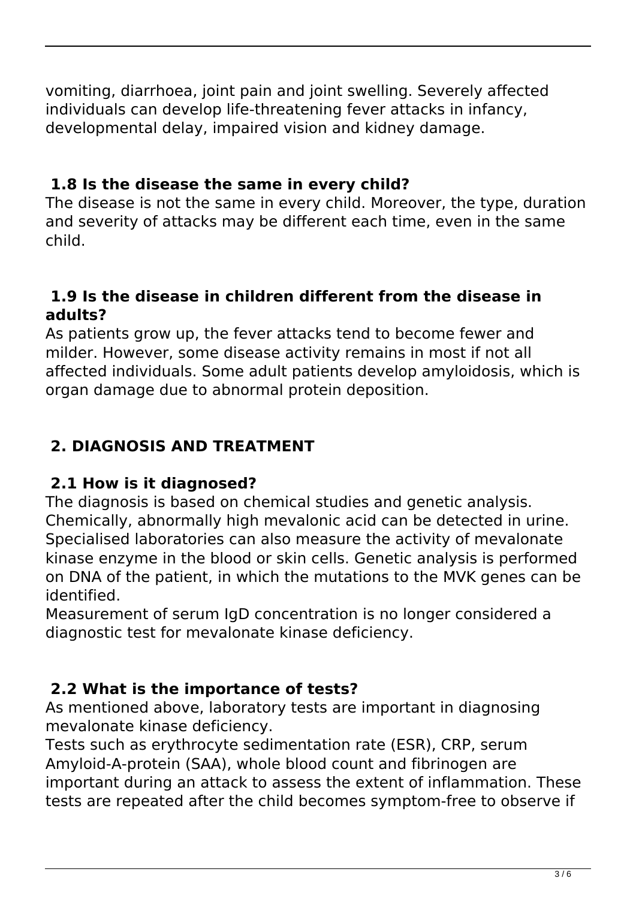vomiting, diarrhoea, joint pain and joint swelling. Severely affected individuals can develop life-threatening fever attacks in infancy, developmental delay, impaired vision and kidney damage.

### 1.8 Is the disease the same in every child?

The disease is not the same in every child. Moreover, the type, duration and severity of attacks may be different each time, even in the same child.

### 1.9 Is the disease in children different from the disease in adults?

As patients grow up, the fever attacks tend to become fewer and milder. However, some disease activity remains in most if not all affected individuals. Some adult patients develop amyloidosis, which is organ damage due to abnormal protein deposition.

## 2. DIAGNOSIS AND TREATMENT

### 2.1 How is it diagnosed?

The diagnosis is based on chemical studies and genetic analysis. Chemically, abnormally high mevalonic acid can be detected in urine. Specialised laboratories can also measure the activity of mevalonate kinase enzyme in the blood or skin cells. Genetic analysis is performed on DNA of the patient, in which the mutations to the MVK genes can be identified.

Measurement of serum IgD concentration is no longer considered a diagnostic test for mevalonate kinase deficiency.

### 2.2 What is the importance of tests?

As mentioned above, laboratory tests are important in diagnosing mevalonate kinase deficiency.

Tests such as erythrocyte sedimentation rate (ESR), CRP, serum Amyloid-A-protein (SAA), whole blood count and fibrinogen are important during an attack to assess the extent of inflammation. These tests are repeated after the child becomes symptom-free to observe if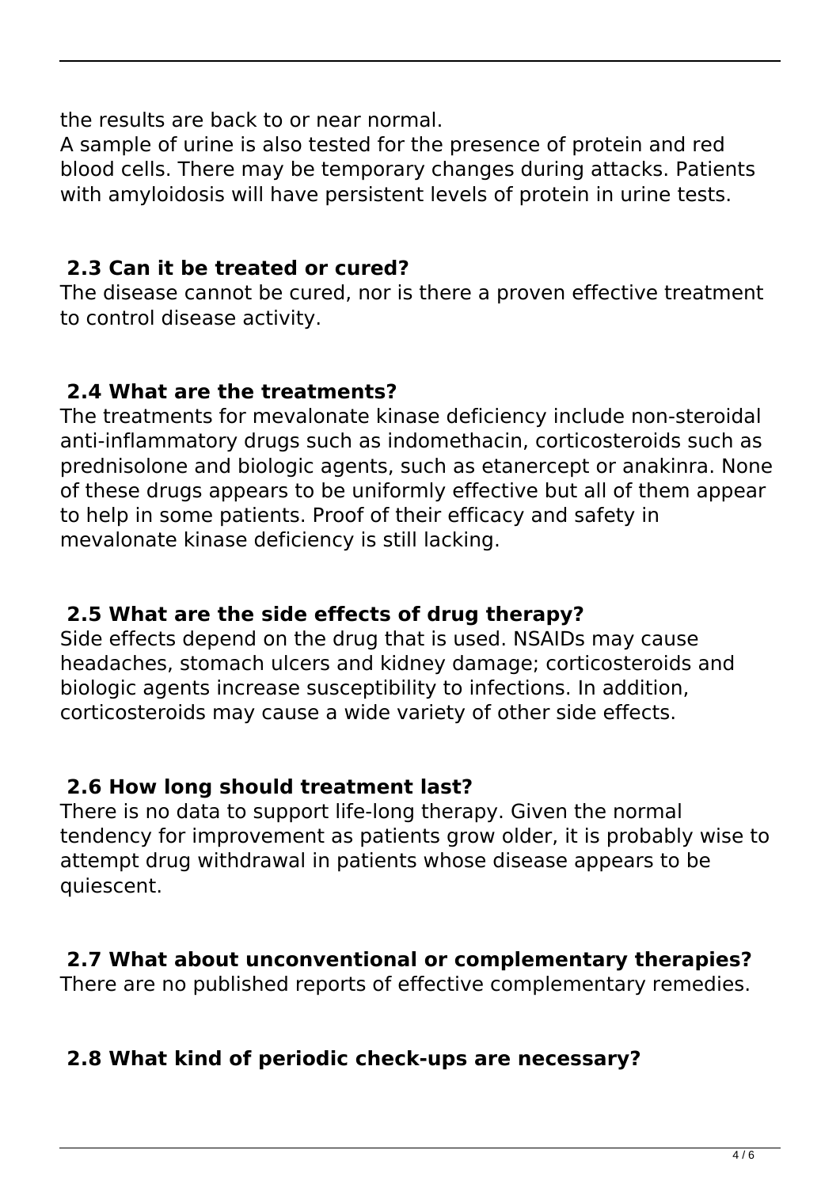the results are back to or near normal.
A sample of urine is also tested for the presence of protein and red blood cells. There may be temporary changes during attacks. Patients with amyloidosis will have persistent levels of protein in urine tests.

### 2.3 Can it be treated or cured?

The disease cannot be cured, nor is there a proven effective treatment to control disease activity.

### 2.4 What are the treatments?

The treatments for mevalonate kinase deficiency include non-steroidal anti-inflammatory drugs such as indomethacin, corticosteroids such as prednisolone and biologic agents, such as etanercept or anakinra. None of these drugs appears to be uniformly effective but all of them appear to help in some patients. Proof of their efficacy and safety in mevalonate kinase deficiency is still lacking.

### 2.5 What are the side effects of drug therapy?

Side effects depend on the drug that is used. NSAIDs may cause headaches, stomach ulcers and kidney damage; corticosteroids and biologic agents increase susceptibility to infections. In addition, corticosteroids may cause a wide variety of other side effects.

### 2.6 How long should treatment last?

There is no data to support life-long therapy. Given the normal tendency for improvement as patients grow older, it is probably wise to attempt drug withdrawal in patients whose disease appears to be quiescent.

### 2.7 What about unconventional or complementary therapies?

There are no published reports of effective complementary remedies.

### 2.8 What kind of periodic check-ups are necessary?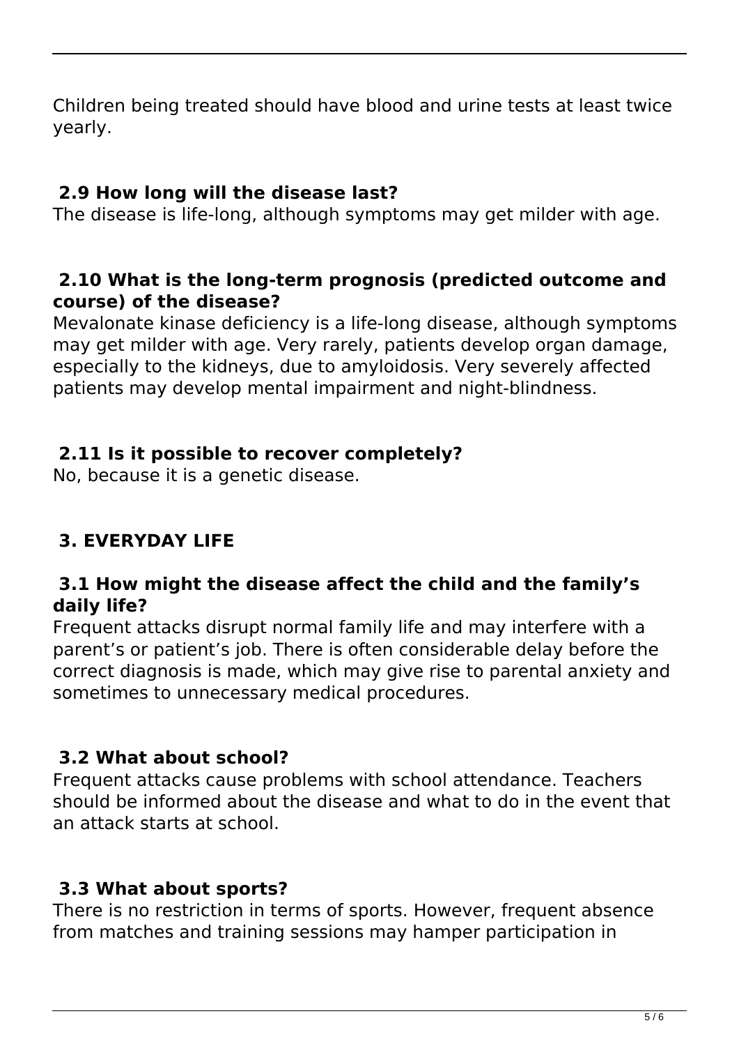Children being treated should have blood and urine tests at least twice yearly.

### 2.9 How long will the disease last?

The disease is life-long, although symptoms may get milder with age.

### 2.10 What is the long-term prognosis (predicted outcome and course) of the disease?

Mevalonate kinase deficiency is a life-long disease, although symptoms may get milder with age. Very rarely, patients develop organ damage, especially to the kidneys, due to amyloidosis. Very severely affected patients may develop mental impairment and night-blindness.

### 2.11 Is it possible to recover completely?

No, because it is a genetic disease.

## 3. EVERYDAY LIFE

### 3.1 How might the disease affect the child and the family's daily life?

Frequent attacks disrupt normal family life and may interfere with a parent's or patient's job. There is often considerable delay before the correct diagnosis is made, which may give rise to parental anxiety and sometimes to unnecessary medical procedures.

### 3.2 What about school?

Frequent attacks cause problems with school attendance. Teachers should be informed about the disease and what to do in the event that an attack starts at school.

### 3.3 What about sports?

There is no restriction in terms of sports. However, frequent absence from matches and training sessions may hamper participation in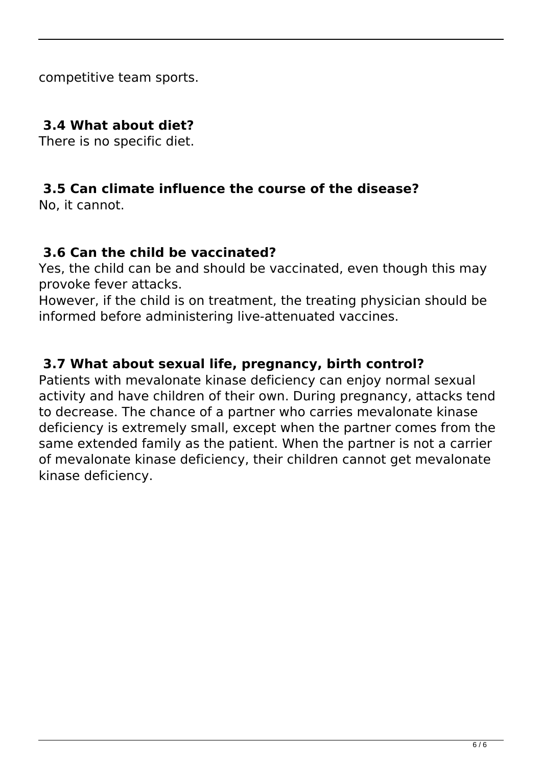competitive team sports.

### 3.4 What about diet?

There is no specific diet.

### 3.5 Can climate influence the course of the disease?

No, it cannot.

### 3.6 Can the child be vaccinated?

Yes, the child can be and should be vaccinated, even though this may provoke fever attacks.

However, if the child is on treatment, the treating physician should be informed before administering live-attenuated vaccines.

### 3.7 What about sexual life, pregnancy, birth control?

Patients with mevalonate kinase deficiency can enjoy normal sexual activity and have children of their own. During pregnancy, attacks tend to decrease. The chance of a partner who carries mevalonate kinase deficiency is extremely small, except when the partner comes from the same extended family as the patient. When the partner is not a carrier of mevalonate kinase deficiency, their children cannot get mevalonate kinase deficiency.